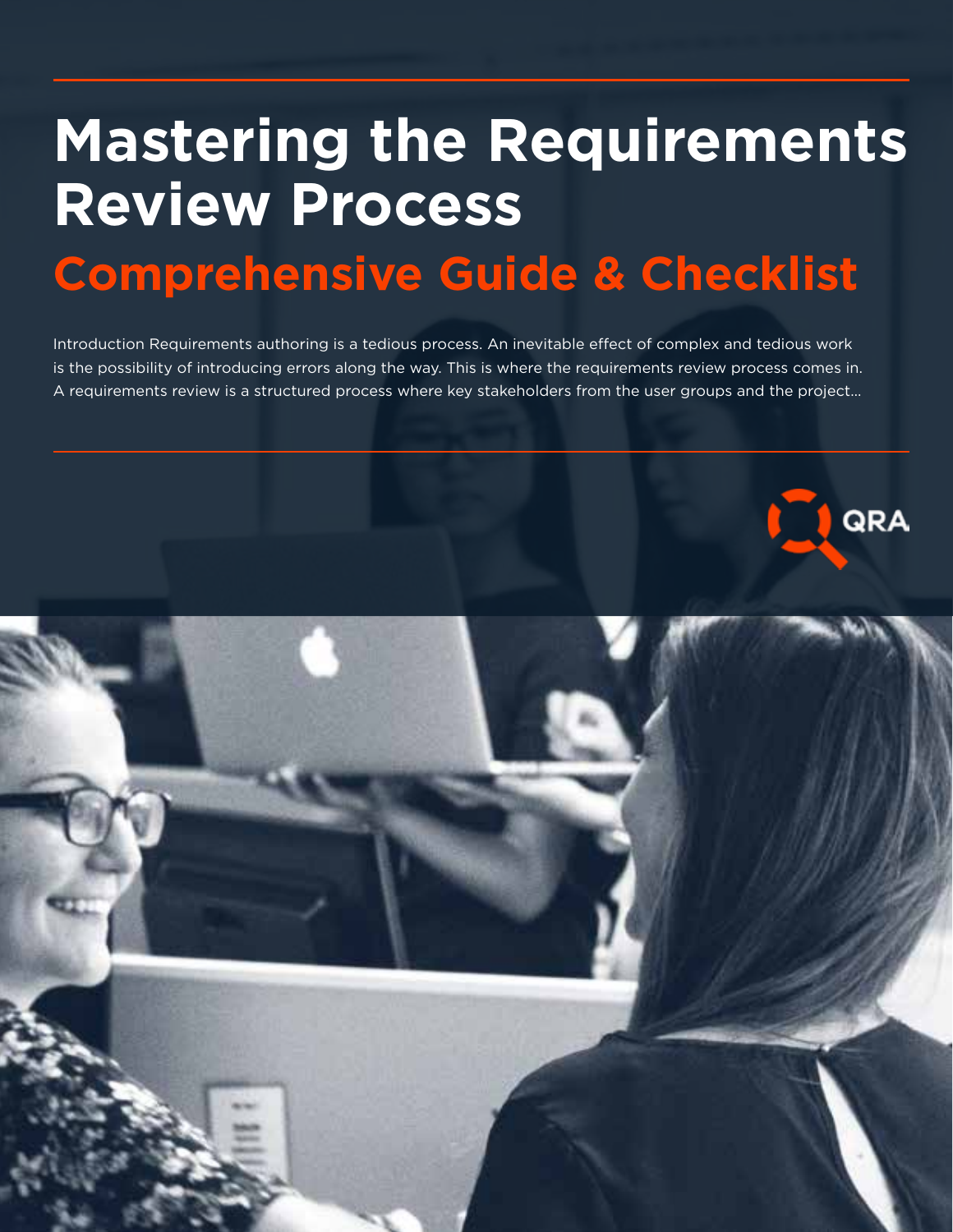# Mastering the Requirements Review Process

## Comprehensive Guide & Checklist

Introduction Requirements authoring is a tedious process. An inevitable effect of complex and tedious work is the possibility of introducing errors along the way. This is where the requirements review process comes in. A requirements review is a structured process where key stakeholders from the user groups and the project...

QRA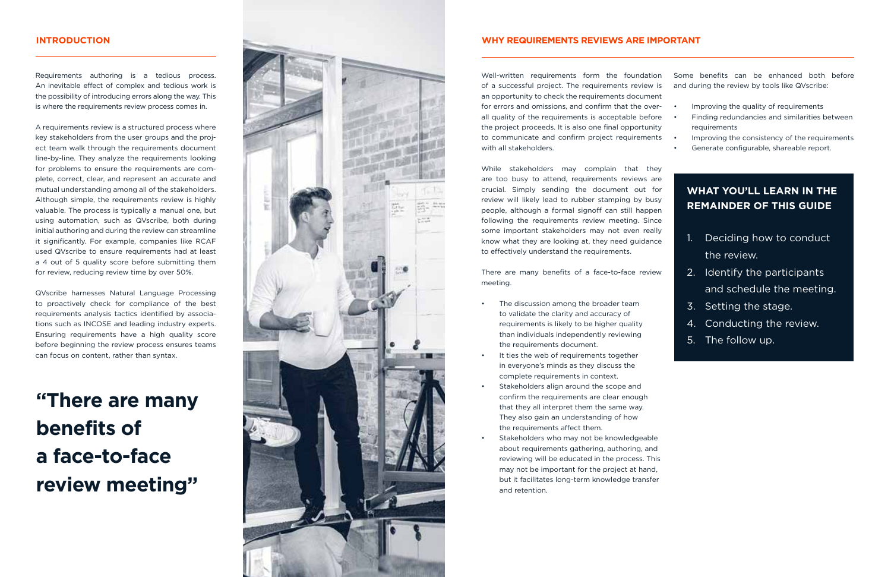## INTRODUCTION

Requirements authoring is a tedious process. An inevitable effect of complex and tedious work is the possibility of introducing errors along the way. This is where the requirements review process comes in.

A requirements review is a structured process where key stakeholders from the user groups and the project team walk through the requirements document line-by-line. They analyze the requirements looking for problems to ensure the requirements are complete, correct, clear, and represent an accurate and mutual understanding among all of the stakeholders. Although simple, the requirements review is highly valuable. The process is typically a manual one, but using automation, such as QVscribe, both during initial authoring and during the review can streamline it significantly. For example, companies like RCAF used QVscribe to ensure requirements had at least a 4 out of 5 quality score before submitting them for review, reducing review time by over 50%.

QVscribe harnesses Natural Language Processing to proactively check for compliance of the best requirements analysis tactics identified by associations such as INCOSE and leading industry experts. Ensuring requirements have a high quality score before beginning the review process ensures teams can focus on content, rather than syntax.

**"There are many benefits of a face-to-face review meeting"**

## WHY REQUIREMENTS REVIEWS ARE IMPORTANT

Well-written requirements form the foundation of a successful project. The requirements review is an opportunity to check the requirements document for errors and omissions, and confirm that the overall quality of the requirements is acceptable before the project proceeds. It is also one final opportunity to communicate and confirm project requirements with all stakeholders.

While stakeholders may complain that they are too busy to attend, requirements reviews are crucial. Simply sending the document out for review will likely lead to rubber stamping by busy people, although a formal signoff can still happen following the requirements review meeting. Since some important stakeholders may not even really know what they are looking at, they need guidance to effectively understand the requirements.

There are many benefits of a face-to-face review meeting.

- The discussion among the broader team to validate the clarity and accuracy of requirements is likely to be higher quality than individuals independently reviewing the requirements document.
- It ties the web of requirements together in everyone's minds as they discuss the complete requirements in context.
- Stakeholders align around the scope and confirm the requirements are clear enough that they all interpret them the same way. They also gain an understanding of how the requirements affect them.
- Stakeholders who may not be knowledgeable about requirements gathering, authoring, and reviewing will be educated in the process. This may not be important for the project at hand, but it facilitates long-term knowledge transfer and retention.

Some benefits can be enhanced both before and during the review by tools like QVscribe:

- Improving the quality of requirements
- Finding redundancies and similarities between requirements
- Improving the consistency of the requirements
- Generate configurable, shareable report.

### WHAT YOU'LL LEARN IN THE REMAINDER OF THIS GUIDE

1. Deciding how to conduct the review.
2. Identify the participants and schedule the meeting.
3. Setting the stage.
4. Conducting the review.
5. The follow up.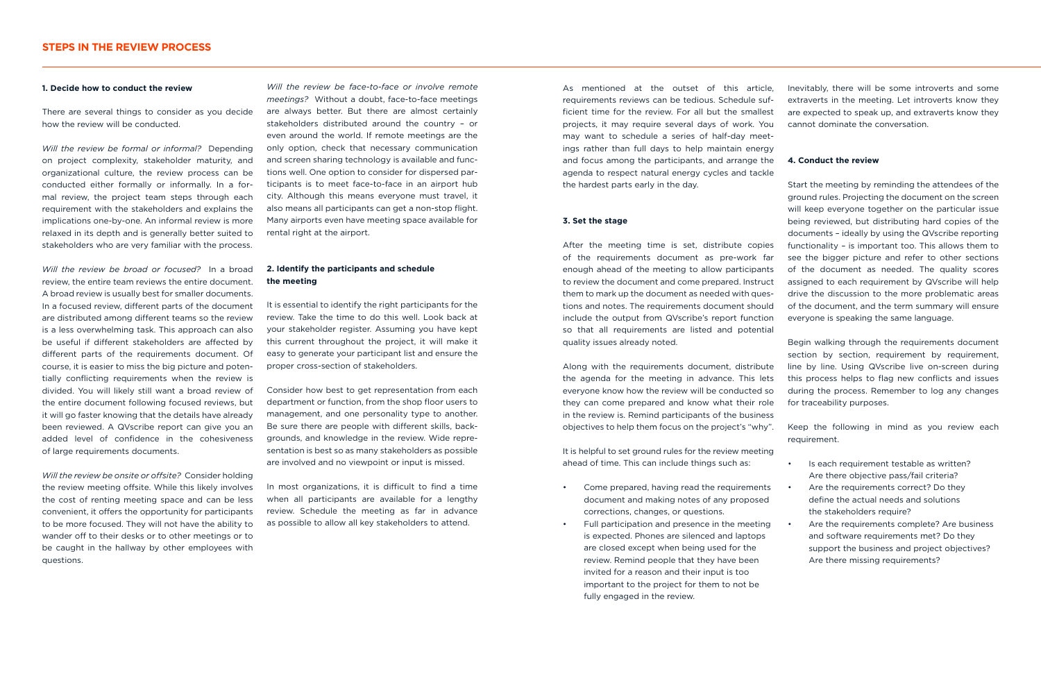## STEPS IN THE REVIEW PROCESS

### 1. Decide how to conduct the review

There are several things to consider as you decide how the review will be conducted.

*Will the review be formal or informal?* Depending on project complexity, stakeholder maturity, and organizational culture, the review process can be conducted either formally or informally. In a formal review, the project team steps through each requirement with the stakeholders and explains the implications one-by-one. An informal review is more relaxed in its depth and is generally better suited to stakeholders who are very familiar with the process.

*Will the review be broad or focused?* In a broad review, the entire team reviews the entire document. A broad review is usually best for smaller documents. In a focused review, different parts of the document are distributed among different teams so the review is a less overwhelming task. This approach can also be useful if different stakeholders are affected by different parts of the requirements document. Of course, it is easier to miss the big picture and potentially conflicting requirements when the review is divided. You will likely still want a broad review of the entire document following focused reviews, but it will go faster knowing that the details have already been reviewed. A QVscribe report can give you an added level of confidence in the cohesiveness of large requirements documents.

*Will the review be onsite or offsite?* Consider holding the review meeting offsite. While this likely involves the cost of renting meeting space and can be less convenient, it offers the opportunity for participants to be more focused. They will not have the ability to wander off to their desks or to other meetings or to be caught in the hallway by other employees with questions.

*Will the review be face-to-face or involve remote meetings?* Without a doubt, face-to-face meetings are always better. But there are almost certainly stakeholders distributed around the country – or even around the world. If remote meetings are the only option, check that necessary communication and screen sharing technology is available and functions well. One option to consider for dispersed participants is to meet face-to-face in an airport hub city. Although this means everyone must travel, it also means all participants can get a non-stop flight. Many airports even have meeting space available for rental right at the airport.

### 2. Identify the participants and schedule the meeting

It is essential to identify the right participants for the review. Take the time to do this well. Look back at your stakeholder register. Assuming you have kept this current throughout the project, it will make it easy to generate your participant list and ensure the proper cross-section of stakeholders.

Consider how best to get representation from each department or function, from the shop floor users to management, and one personality type to another. Be sure there are people with different skills, backgrounds, and knowledge in the review. Wide representation is best so as many stakeholders as possible are involved and no viewpoint or input is missed.

In most organizations, it is difficult to find a time when all participants are available for a lengthy review. Schedule the meeting as far in advance as possible to allow all key stakeholders to attend.

As mentioned at the outset of this article, requirements reviews can be tedious. Schedule sufficient time for the review. For all but the smallest projects, it may require several days of work. You may want to schedule a series of half-day meetings rather than full days to help maintain energy and focus among the participants, and arrange the agenda to respect natural energy cycles and tackle the hardest parts early in the day.

### 3. Set the stage

After the meeting time is set, distribute copies of the requirements document as pre-work far enough ahead of the meeting to allow participants to review the document and come prepared. Instruct them to mark up the document as needed with questions and notes. The requirements document should include the output from QVscribe's report function so that all requirements are listed and potential quality issues already noted.

Along with the requirements document, distribute the agenda for the meeting in advance. This lets everyone know how the review will be conducted so they can come prepared and know what their role in the review is. Remind participants of the business objectives to help them focus on the project's "why".

It is helpful to set ground rules for the review meeting ahead of time. This can include things such as:

- Come prepared, having read the requirements document and making notes of any proposed corrections, changes, or questions.
- Full participation and presence in the meeting is expected. Phones are silenced and laptops are closed except when being used for the review. Remind people that they have been invited for a reason and their input is too important to the project for them to not be fully engaged in the review.

Inevitably, there will be some introverts and some extraverts in the meeting. Let introverts know they are expected to speak up, and extraverts know they cannot dominate the conversation.

### 4. Conduct the review

Start the meeting by reminding the attendees of the ground rules. Projecting the document on the screen will keep everyone together on the particular issue being reviewed, but distributing hard copies of the documents – ideally by using the QVscribe reporting functionality – is important too. This allows them to see the bigger picture and refer to other sections of the document as needed. The quality scores assigned to each requirement by QVscribe will help drive the discussion to the more problematic areas of the document, and the term summary will ensure everyone is speaking the same language.

Begin walking through the requirements document section by section, requirement by requirement, line by line. Using QVscribe live on-screen during this process helps to flag new conflicts and issues during the process. Remember to log any changes for traceability purposes.

Keep the following in mind as you review each requirement.

- Is each requirement testable as written? Are there objective pass/fail criteria?
- Are the requirements correct? Do they define the actual needs and solutions the stakeholders require?
- Are the requirements complete? Are business and software requirements met? Do they support the business and project objectives? Are there missing requirements?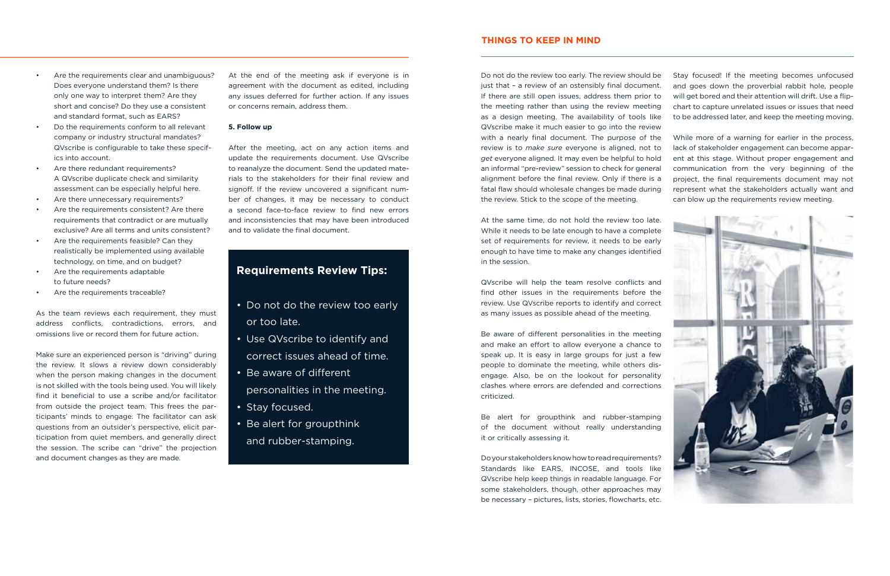- Are the requirements clear and unambiguous? Does everyone understand them? Is there only one way to interpret them? Are they short and concise? Do they use a consistent and standard format, such as EARS?
- Do the requirements conform to all relevant company or industry structural mandates? QVscribe is configurable to take these specifics into account.
- Are there redundant requirements? A QVscribe duplicate check and similarity assessment can be especially helpful here.
- Are there unnecessary requirements?
- Are the requirements consistent? Are there requirements that contradict or are mutually exclusive? Are all terms and units consistent?
- Are the requirements feasible? Can they realistically be implemented using available technology, on time, and on budget?
- Are the requirements adaptable to future needs?
- Are the requirements traceable?

As the team reviews each requirement, they must address conflicts, contradictions, errors, and omissions live or record them for future action.

Make sure an experienced person is "driving" during the review. It slows a review down considerably when the person making changes in the document is not skilled with the tools being used. You will likely find it beneficial to use a scribe and/or facilitator from outside the project team. This frees the participants' minds to engage. The facilitator can ask questions from an outsider's perspective, elicit participation from quiet members, and generally direct the session. The scribe can "drive" the projection and document changes as they are made.

At the end of the meeting ask if everyone is in agreement with the document as edited, including any issues deferred for further action. If any issues or concerns remain, address them.

**5. Follow up**

After the meeting, act on any action items and update the requirements document. Use QVscribe to reanalyze the document. Send the updated materials to the stakeholders for their final review and signoff. If the review uncovered a significant number of changes, it may be necessary to conduct a second face-to-face review to find new errors and inconsistencies that may have been introduced and to validate the final document.

## Requirements Review Tips:

- Do not do the review too early or too late.
- Use QVscribe to identify and correct issues ahead of time.
- Be aware of different personalities in the meeting.
- Stay focused.
- Be alert for groupthink and rubber-stamping.

## THINGS TO KEEP IN MIND

Do not do the review too early. The review should be just that – a review of an ostensibly final document. If there are still open issues, address them prior to the meeting rather than using the review meeting as a design meeting. The availability of tools like QVscribe make it much easier to go into the review with a nearly final document. The purpose of the review is to *make sure* everyone is aligned, not to *get* everyone aligned. It may even be helpful to hold an informal "pre-review" session to check for general alignment before the final review. Only if there is a fatal flaw should wholesale changes be made during the review. Stick to the scope of the meeting.

At the same time, do not hold the review too late. While it needs to be late enough to have a complete set of requirements for review, it needs to be early enough to have time to make any changes identified in the session.

QVscribe will help the team resolve conflicts and find other issues in the requirements before the review. Use QVscribe reports to identify and correct as many issues as possible ahead of the meeting.

Be aware of different personalities in the meeting and make an effort to allow everyone a chance to speak up. It is easy in large groups for just a few people to dominate the meeting, while others disengage. Also, be on the lookout for personality clashes where errors are defended and corrections criticized.

Be alert for groupthink and rubber-stamping of the document without really understanding it or critically assessing it.

Do your stakeholders know how to read requirements? Standards like EARS, INCOSE, and tools like QVscribe help keep things in readable language. For some stakeholders, though, other approaches may be necessary – pictures, lists, stories, flowcharts, etc.

Stay focused! If the meeting becomes unfocused and goes down the proverbial rabbit hole, people will get bored and their attention will drift. Use a flipchart to capture unrelated issues or issues that need to be addressed later, and keep the meeting moving.

While more of a warning for earlier in the process, lack of stakeholder engagement can become apparent at this stage. Without proper engagement and communication from the very beginning of the project, the final requirements document may not represent what the stakeholders actually want and can blow up the requirements review meeting.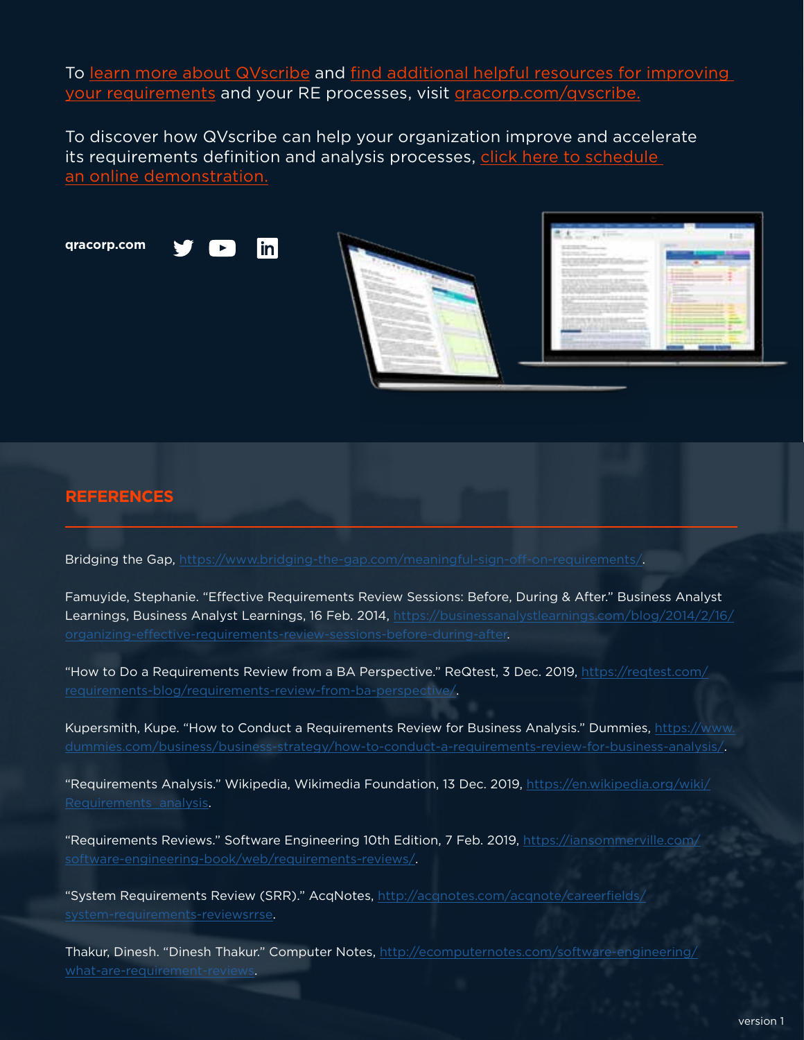To learn more about QVscribe and find additional helpful resources for improving your requirements and your RE processes, visit qracorp.com/qvscribe.

To discover how QVscribe can help your organization improve and accelerate its requirements definition and analysis processes, click here to schedule an online demonstration.

**qracorp.com**

## REFERENCES

Bridging the Gap, https://www.bridging-the-gap.com/meaningful-sign-off-on-requirements/.

Famuyide, Stephanie. "Effective Requirements Review Sessions: Before, During & After." Business Analyst Learnings, Business Analyst Learnings, 16 Feb. 2014, https://businessanalystlearnings.com/blog/2014/2/16/organizing-effective-requirements-review-sessions-before-during-after.

"How to Do a Requirements Review from a BA Perspective." ReQtest, 3 Dec. 2019, https://reqtest.com/requirements-blog/requirements-review-from-ba-perspective/.

Kupersmith, Kupe. "How to Conduct a Requirements Review for Business Analysis." Dummies, https://www.dummies.com/business/business-strategy/how-to-conduct-a-requirements-review-for-business-analysis/.

"Requirements Analysis." Wikipedia, Wikimedia Foundation, 13 Dec. 2019, https://en.wikipedia.org/wiki/Requirements_analysis.

"Requirements Reviews." Software Engineering 10th Edition, 7 Feb. 2019, https://iansommerville.com/software-engineering-book/web/requirements-reviews/.

"System Requirements Review (SRR)." AcqNotes, http://acqnotes.com/acqnote/careerfields/system-requirements-reviewsrrse.

Thakur, Dinesh. "Dinesh Thakur." Computer Notes, http://ecomputernotes.com/software-engineering/what-are-requirement-reviews.

version 1